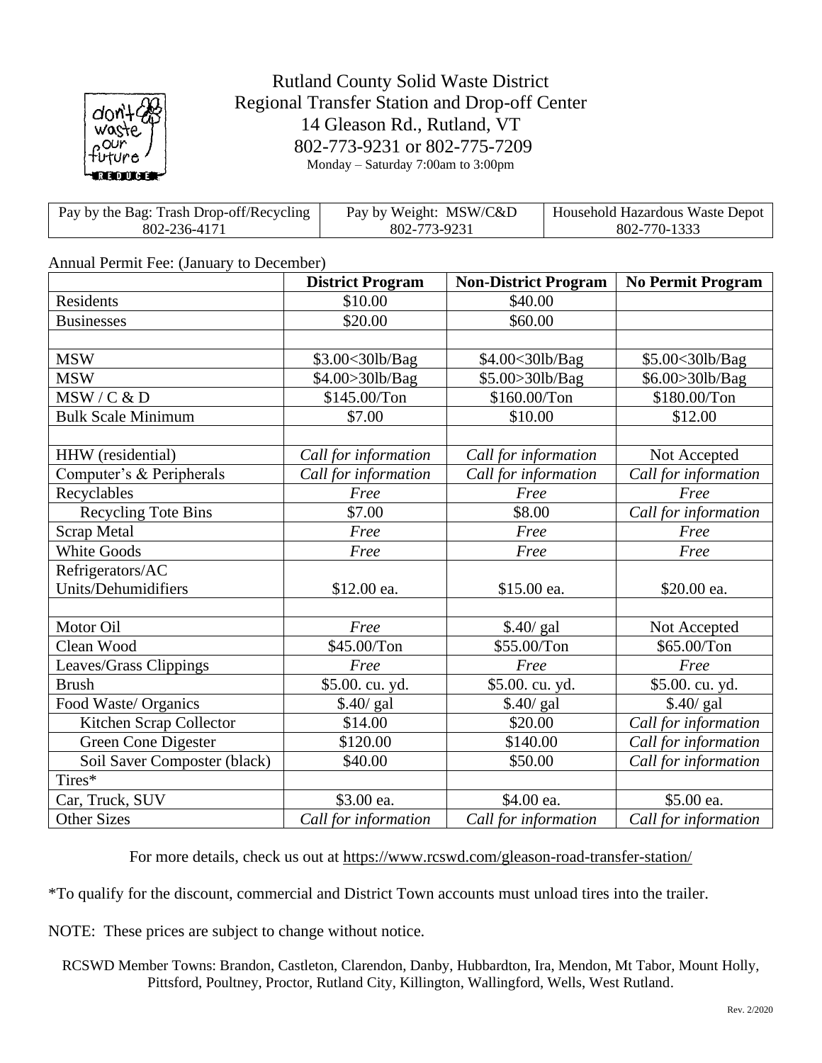# Rutland County Solid Waste District
## Regional Transfer Station and Drop-off Center

14 Gleason Rd., Rutland, VT
802-773-9231 or 802-775-7209
Monday – Saturday 7:00am to 3:00pm

| Pay by the Bag: Trash Drop-off/Recycling 802-236-4171 | Pay by Weight: MSW/C&D 802-773-9231 | Household Hazardous Waste Depot 802-770-1333 |
|---|---|---|

Annual Permit Fee: (January to December)

| | District Program | Non-District Program | No Permit Program |
|---|---|---|---|
| Residents | $10.00 | $40.00 | |
| Businesses | $20.00 | $60.00 | |
| | | | |
| MSW | $3.00<30lb/Bag | $4.00<30lb/Bag | $5.00<30lb/Bag |
| MSW | $4.00>30lb/Bag | $5.00>30lb/Bag | $6.00>30lb/Bag |
| MSW / C & D | $145.00/Ton | $160.00/Ton | $180.00/Ton |
| Bulk Scale Minimum | $7.00 | $10.00 | $12.00 |
| | | | |
| HHW (residential) | *Call for information* | *Call for information* | Not Accepted |
| Computer's & Peripherals | *Call for information* | *Call for information* | *Call for information* |
| Recyclables | *Free* | *Free* | *Free* |
| Recycling Tote Bins | $7.00 | $8.00 | *Call for information* |
| Scrap Metal | *Free* | *Free* | *Free* |
| White Goods | *Free* | *Free* | *Free* |
| Refrigerators/AC Units/Dehumidifiers | $12.00 ea. | $15.00 ea. | $20.00 ea. |
| | | | |
| Motor Oil | *Free* | $.40/ gal | Not Accepted |
| Clean Wood | $45.00/Ton | $55.00/Ton | $65.00/Ton |
| Leaves/Grass Clippings | *Free* | *Free* | *Free* |
| Brush | $5.00. cu. yd. | $5.00. cu. yd. | $5.00. cu. yd. |
| Food Waste/ Organics | $.40/ gal | $.40/ gal | $.40/ gal |
| Kitchen Scrap Collector | $14.00 | $20.00 | *Call for information* |
| Green Cone Digester | $120.00 | $140.00 | *Call for information* |
| Soil Saver Composter (black) | $40.00 | $50.00 | *Call for information* |
| Tires* | | | |
| Car, Truck, SUV | $3.00 ea. | $4.00 ea. | $5.00 ea. |
| Other Sizes | *Call for information* | *Call for information* | *Call for information* |

For more details, check us out at https://www.rcswd.com/gleason-road-transfer-station/

*To qualify for the discount, commercial and District Town accounts must unload tires into the trailer.

NOTE: These prices are subject to change without notice.

RCSWD Member Towns: Brandon, Castleton, Clarendon, Danby, Hubbardton, Ira, Mendon, Mt Tabor, Mount Holly, Pittsford, Poultney, Proctor, Rutland City, Killington, Wallingford, Wells, West Rutland.

Rev. 2/2020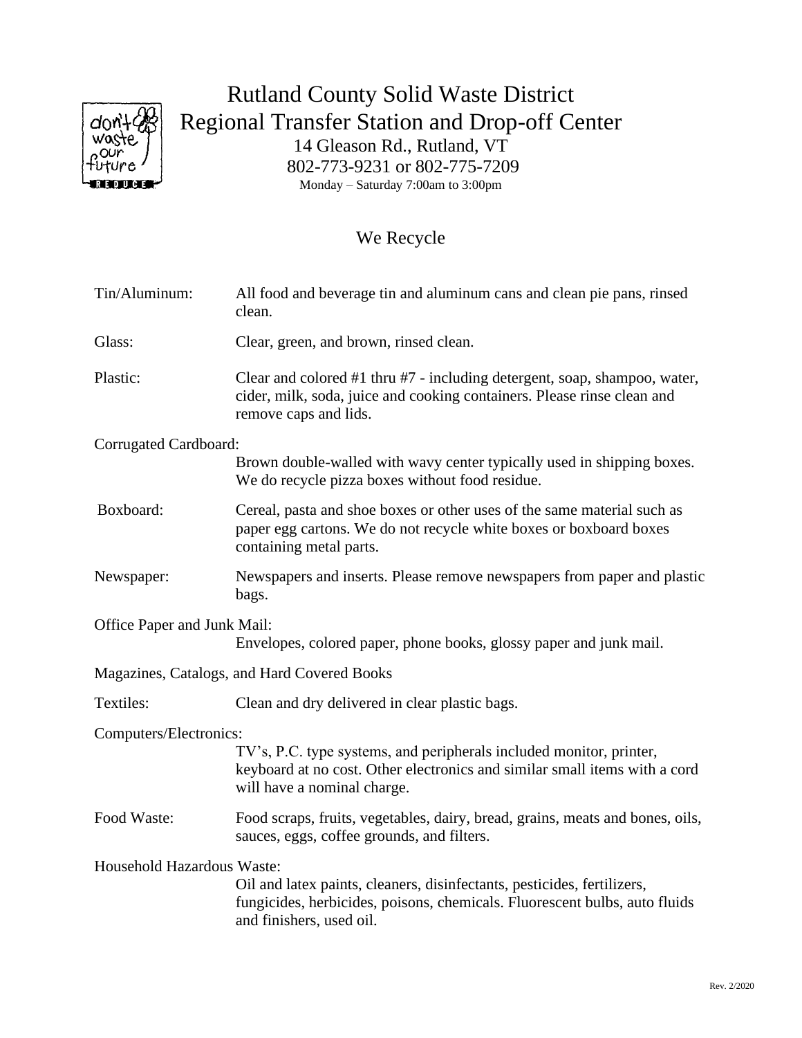# Rutland County Solid Waste District
## Regional Transfer Station and Drop-off Center

14 Gleason Rd., Rutland, VT
802-773-9231 or 802-775-7209
Monday – Saturday 7:00am to 3:00pm

## We Recycle

**Tin/Aluminum:** All food and beverage tin and aluminum cans and clean pie pans, rinsed clean.

**Glass:** Clear, green, and brown, rinsed clean.

**Plastic:** Clear and colored #1 thru #7 - including detergent, soap, shampoo, water, cider, milk, soda, juice and cooking containers. Please rinse clean and remove caps and lids.

**Corrugated Cardboard:** Brown double-walled with wavy center typically used in shipping boxes. We do recycle pizza boxes without food residue.

**Boxboard:** Cereal, pasta and shoe boxes or other uses of the same material such as paper egg cartons. We do not recycle white boxes or boxboard boxes containing metal parts.

**Newspaper:** Newspapers and inserts. Please remove newspapers from paper and plastic bags.

**Office Paper and Junk Mail:** Envelopes, colored paper, phone books, glossy paper and junk mail.

**Magazines, Catalogs, and Hard Covered Books**

**Textiles:** Clean and dry delivered in clear plastic bags.

**Computers/Electronics:** TV's, P.C. type systems, and peripherals included monitor, printer, keyboard at no cost. Other electronics and similar small items with a cord will have a nominal charge.

**Food Waste:** Food scraps, fruits, vegetables, dairy, bread, grains, meats and bones, oils, sauces, eggs, coffee grounds, and filters.

**Household Hazardous Waste:** Oil and latex paints, cleaners, disinfectants, pesticides, fertilizers, fungicides, herbicides, poisons, chemicals. Fluorescent bulbs, auto fluids and finishers, used oil.

Rev. 2/2020